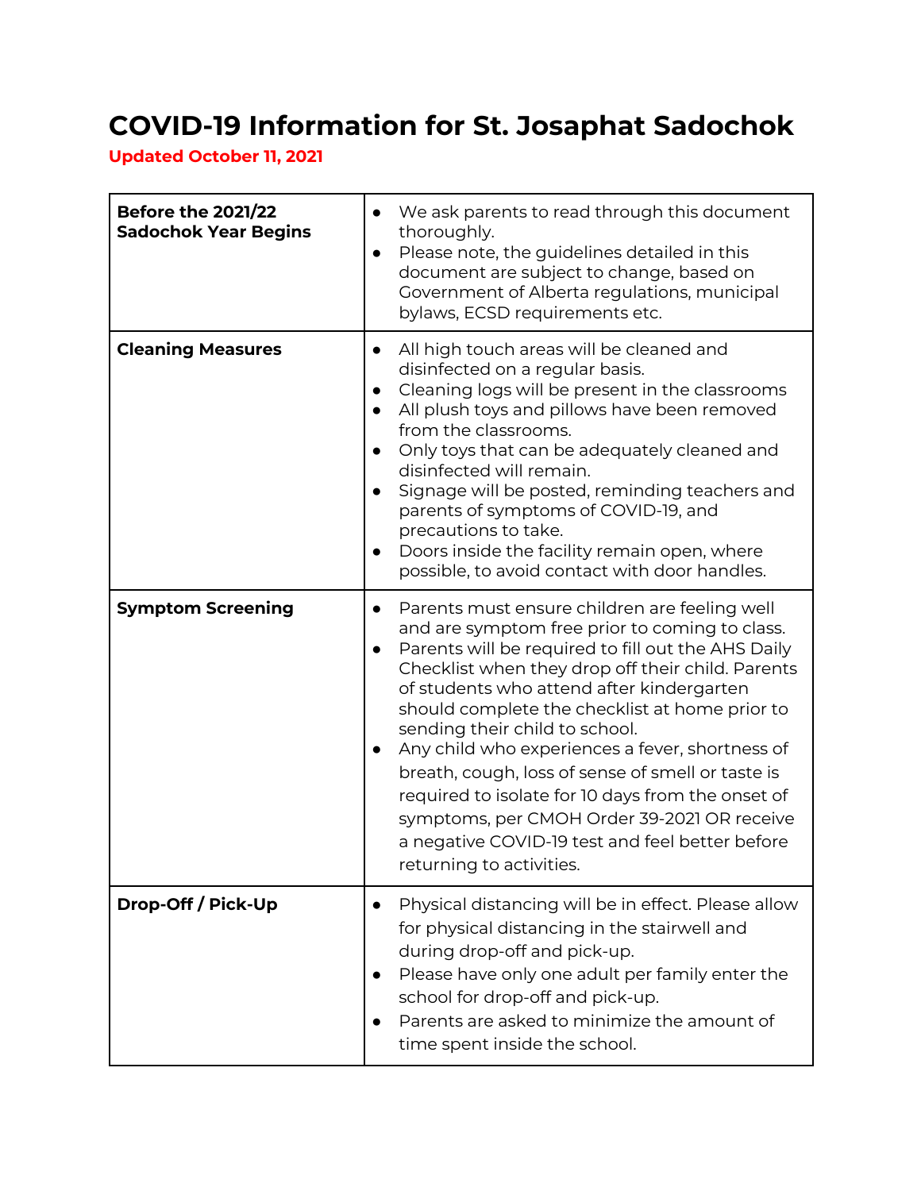# COVID-19 Information for St. Josaphat Sadochok

**Updated October 11, 2021**

| | |
|---|---|
| **Before the 2021/22 Sadochok Year Begins** | • We ask parents to read through this document thoroughly.<br>• Please note, the guidelines detailed in this document are subject to change, based on Government of Alberta regulations, municipal bylaws, ECSD requirements etc. |
| **Cleaning Measures** | • All high touch areas will be cleaned and disinfected on a regular basis.<br>• Cleaning logs will be present in the classrooms<br>• All plush toys and pillows have been removed from the classrooms.<br>• Only toys that can be adequately cleaned and disinfected will remain.<br>• Signage will be posted, reminding teachers and parents of symptoms of COVID-19, and precautions to take.<br>• Doors inside the facility remain open, where possible, to avoid contact with door handles. |
| **Symptom Screening** | • Parents must ensure children are feeling well and are symptom free prior to coming to class.<br>• Parents will be required to fill out the AHS Daily Checklist when they drop off their child. Parents of students who attend after kindergarten should complete the checklist at home prior to sending their child to school.<br>• Any child who experiences a fever, shortness of breath, cough, loss of sense of smell or taste is required to isolate for 10 days from the onset of symptoms, per CMOH Order 39-2021 OR receive a negative COVID-19 test and feel better before returning to activities. |
| **Drop-Off / Pick-Up** | • Physical distancing will be in effect. Please allow for physical distancing in the stairwell and during drop-off and pick-up.<br>• Please have only one adult per family enter the school for drop-off and pick-up.<br>• Parents are asked to minimize the amount of time spent inside the school. |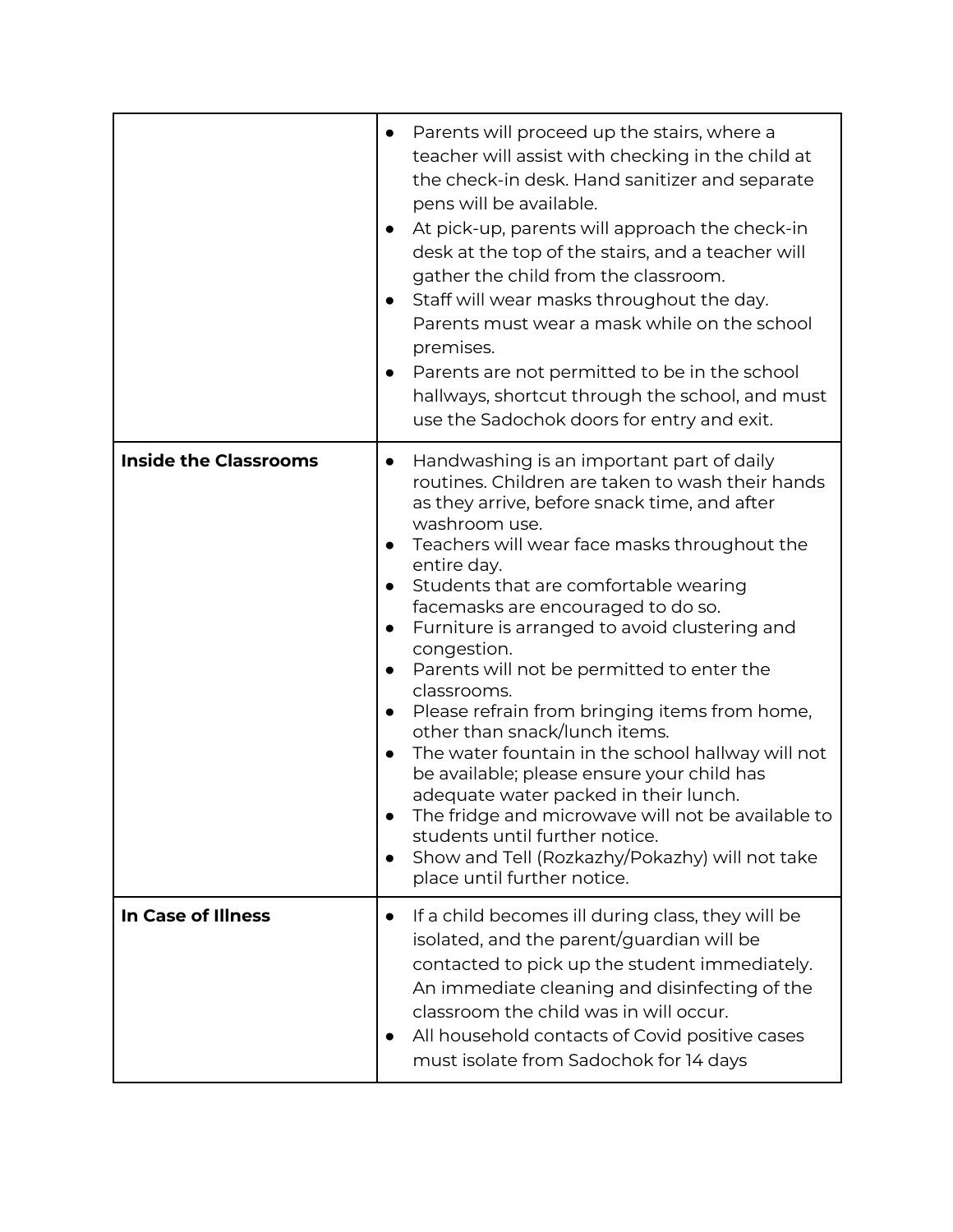| | |
|---|---|
| | • Parents will proceed up the stairs, where a teacher will assist with checking in the child at the check-in desk. Hand sanitizer and separate pens will be available.<br>• At pick-up, parents will approach the check-in desk at the top of the stairs, and a teacher will gather the child from the classroom.<br>• Staff will wear masks throughout the day. Parents must wear a mask while on the school premises.<br>• Parents are not permitted to be in the school hallways, shortcut through the school, and must use the Sadochok doors for entry and exit. |
| **Inside the Classrooms** | • Handwashing is an important part of daily routines. Children are taken to wash their hands as they arrive, before snack time, and after washroom use.<br>• Teachers will wear face masks throughout the entire day.<br>• Students that are comfortable wearing facemasks are encouraged to do so.<br>• Furniture is arranged to avoid clustering and congestion.<br>• Parents will not be permitted to enter the classrooms.<br>• Please refrain from bringing items from home, other than snack/lunch items.<br>• The water fountain in the school hallway will not be available; please ensure your child has adequate water packed in their lunch.<br>• The fridge and microwave will not be available to students until further notice.<br>• Show and Tell (Rozkazhy/Pokazhy) will not take place until further notice. |
| **In Case of Illness** | • If a child becomes ill during class, they will be isolated, and the parent/guardian will be contacted to pick up the student immediately. An immediate cleaning and disinfecting of the classroom the child was in will occur.<br>• All household contacts of Covid positive cases must isolate from Sadochok for 14 days |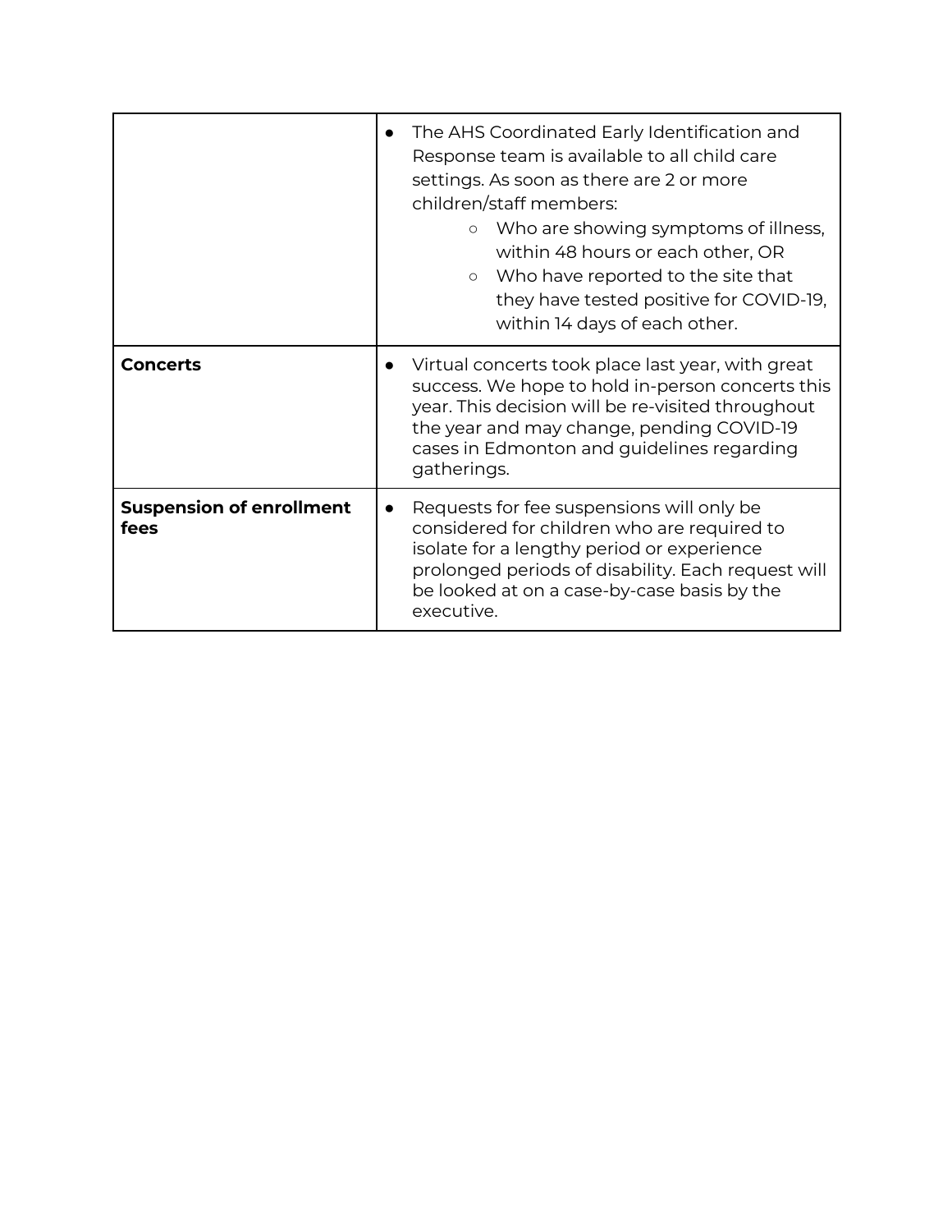| | |
|---|---|
| | • The AHS Coordinated Early Identification and Response team is available to all child care settings. As soon as there are 2 or more children/staff members:<br>&nbsp;&nbsp;&nbsp;&nbsp;○ Who are showing symptoms of illness, within 48 hours or each other, OR<br>&nbsp;&nbsp;&nbsp;&nbsp;○ Who have reported to the site that they have tested positive for COVID-19, within 14 days of each other. |
| **Concerts** | • Virtual concerts took place last year, with great success. We hope to hold in-person concerts this year. This decision will be re-visited throughout the year and may change, pending COVID-19 cases in Edmonton and guidelines regarding gatherings. |
| **Suspension of enrollment fees** | • Requests for fee suspensions will only be considered for children who are required to isolate for a lengthy period or experience prolonged periods of disability. Each request will be looked at on a case-by-case basis by the executive. |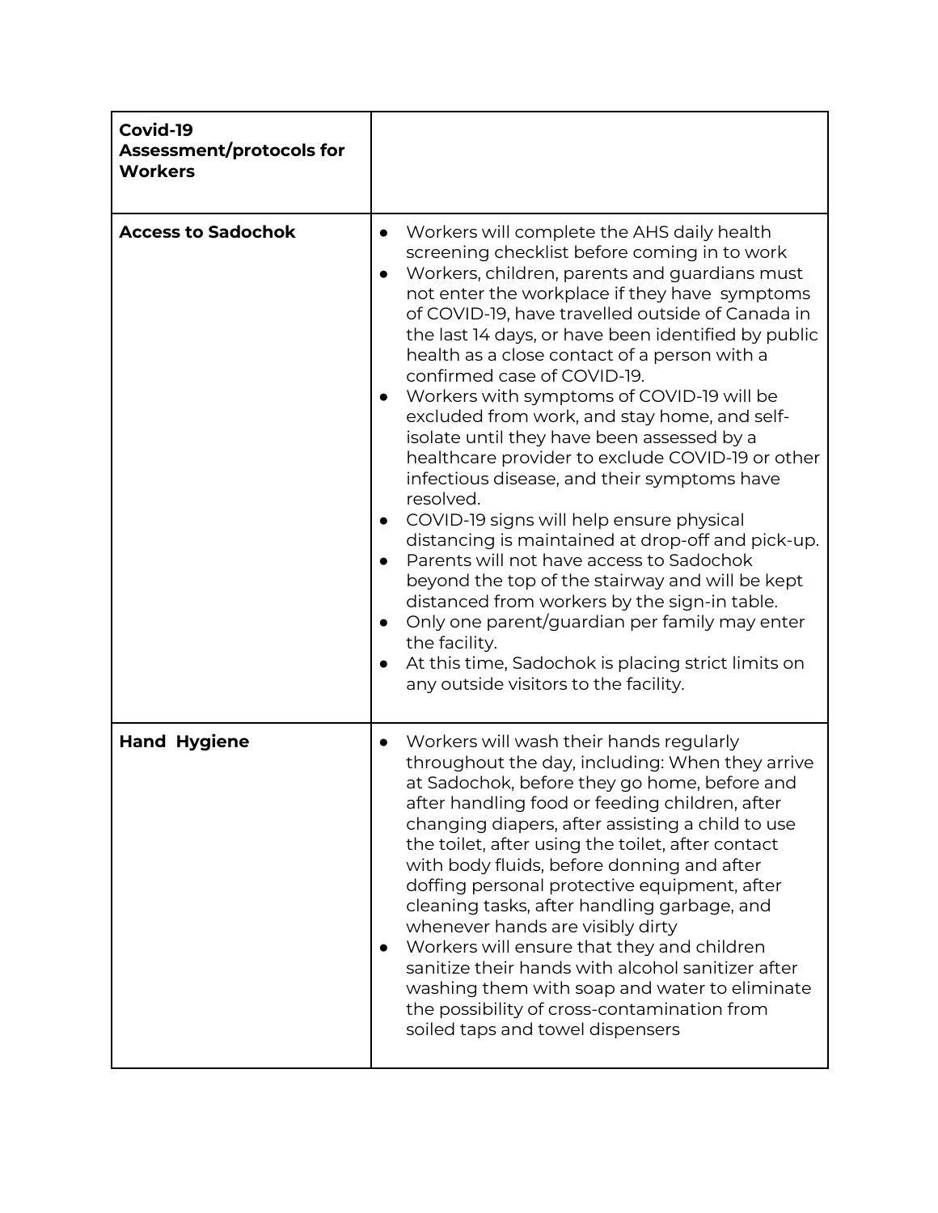| **Covid-19 Assessment/protocols for Workers** | |
|---|---|
| **Access to Sadochok** | • Workers will complete the AHS daily health screening checklist before coming in to work<br>• Workers, children, parents and guardians must not enter the workplace if they have symptoms of COVID-19, have travelled outside of Canada in the last 14 days, or have been identified by public health as a close contact of a person with a confirmed case of COVID-19.<br>• Workers with symptoms of COVID-19 will be excluded from work, and stay home, and self-isolate until they have been assessed by a healthcare provider to exclude COVID-19 or other infectious disease, and their symptoms have resolved.<br>• COVID-19 signs will help ensure physical distancing is maintained at drop-off and pick-up.<br>• Parents will not have access to Sadochok beyond the top of the stairway and will be kept distanced from workers by the sign-in table.<br>• Only one parent/guardian per family may enter the facility.<br>• At this time, Sadochok is placing strict limits on any outside visitors to the facility. |
| **Hand Hygiene** | • Workers will wash their hands regularly throughout the day, including: When they arrive at Sadochok, before they go home, before and after handling food or feeding children, after changing diapers, after assisting a child to use the toilet, after using the toilet, after contact with body fluids, before donning and after doffing personal protective equipment, after cleaning tasks, after handling garbage, and whenever hands are visibly dirty<br>• Workers will ensure that they and children sanitize their hands with alcohol sanitizer after washing them with soap and water to eliminate the possibility of cross-contamination from soiled taps and towel dispensers |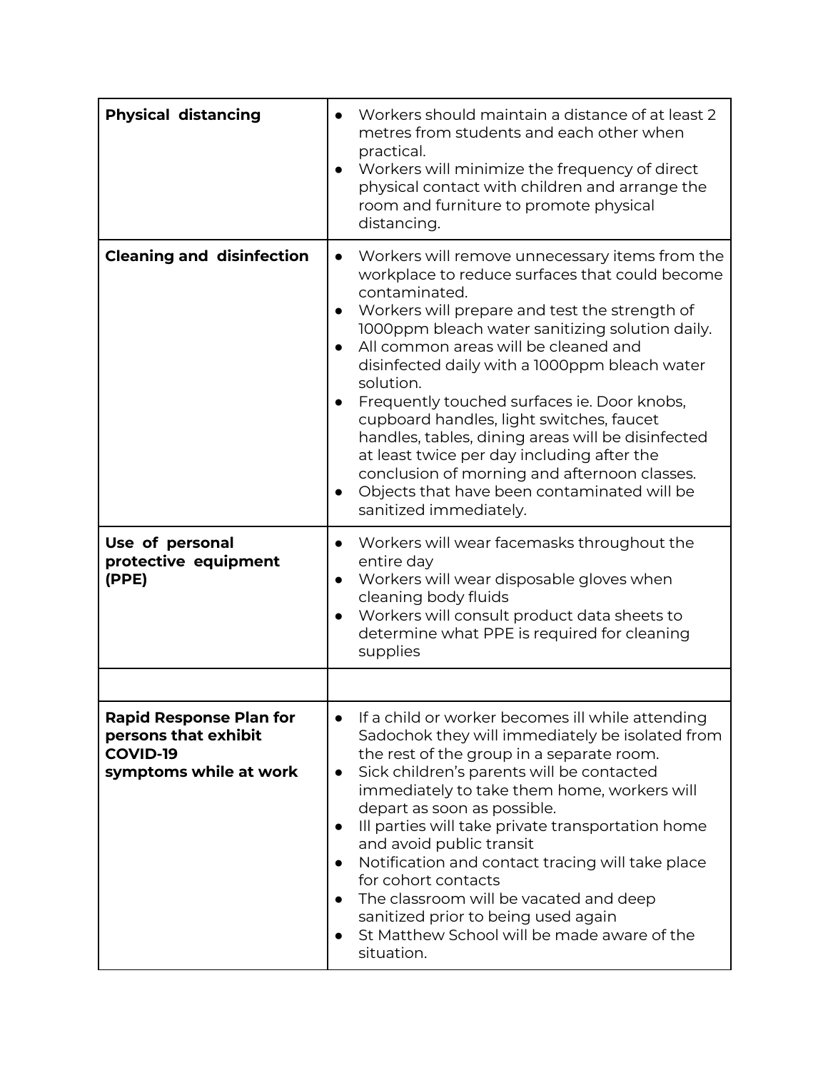| | |
|---|---|
| **Physical distancing** | • Workers should maintain a distance of at least 2 metres from students and each other when practical.<br>• Workers will minimize the frequency of direct physical contact with children and arrange the room and furniture to promote physical distancing. |
| **Cleaning and disinfection** | • Workers will remove unnecessary items from the workplace to reduce surfaces that could become contaminated.<br>• Workers will prepare and test the strength of 1000ppm bleach water sanitizing solution daily.<br>• All common areas will be cleaned and disinfected daily with a 1000ppm bleach water solution.<br>• Frequently touched surfaces ie. Door knobs, cupboard handles, light switches, faucet handles, tables, dining areas will be disinfected at least twice per day including after the conclusion of morning and afternoon classes.<br>• Objects that have been contaminated will be sanitized immediately. |
| **Use of personal protective equipment (PPE)** | • Workers will wear facemasks throughout the entire day<br>• Workers will wear disposable gloves when cleaning body fluids<br>• Workers will consult product data sheets to determine what PPE is required for cleaning supplies |
| | |
| **Rapid Response Plan for persons that exhibit COVID-19 symptoms while at work** | • If a child or worker becomes ill while attending Sadochok they will immediately be isolated from the rest of the group in a separate room.<br>• Sick children's parents will be contacted immediately to take them home, workers will depart as soon as possible.<br>• Ill parties will take private transportation home and avoid public transit<br>• Notification and contact tracing will take place for cohort contacts<br>• The classroom will be vacated and deep sanitized prior to being used again<br>• St Matthew School will be made aware of the situation. |